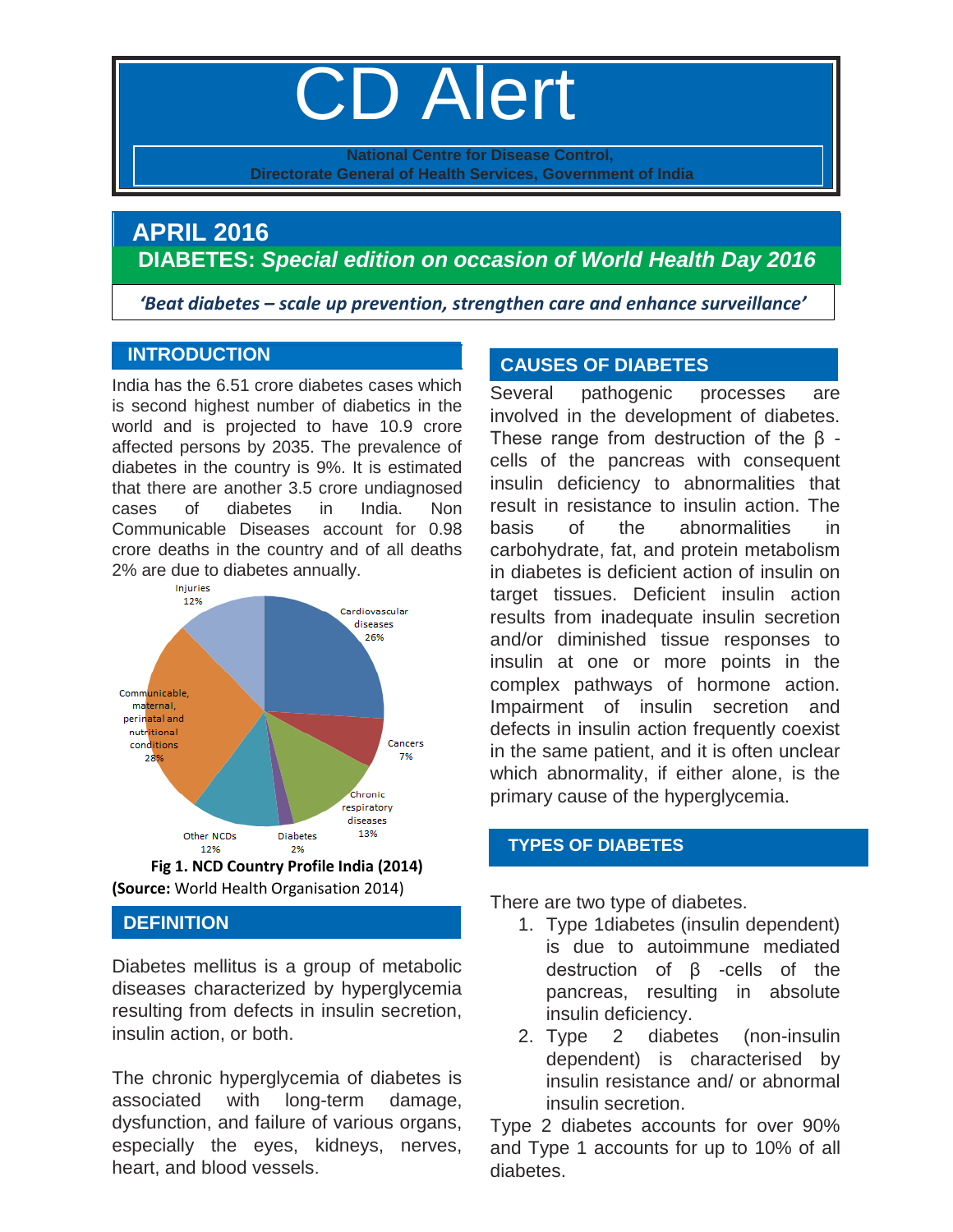# CD Alert

National Centre for Disease Control,
Directorate General of Health Services, Government of India

## APRIL 2016

## DIABETES: *Special edition on occasion of World Health Day 2016*

***'Beat diabetes – scale up prevention, strengthen care and enhance surveillance'***

## INTRODUCTION

India has the 6.51 crore diabetes cases which is second highest number of diabetics in the world and is projected to have 10.9 crore affected persons by 2035. The prevalence of diabetes in the country is 9%. It is estimated that there are another 3.5 crore undiagnosed cases of diabetes in India. Non Communicable Diseases account for 0.98 crore deaths in the country and of all deaths 2% are due to diabetes annually.

| Category | % |
|---|---|
| Cardiovascular diseases | 26% |
| Cancers | 7% |
| Chronic respiratory diseases | 13% |
| Diabetes | 2% |
| Other NCDs | 12% |
| Communicable, maternal, perinatal and nutritional conditions | 28% |
| Injuries | 12% |

**Fig 1. NCD Country Profile India (2014)**
**(Source:** World Health Organisation 2014)

## DEFINITION

Diabetes mellitus is a group of metabolic diseases characterized by hyperglycemia resulting from defects in insulin secretion, insulin action, or both.

The chronic hyperglycemia of diabetes is associated with long-term damage, dysfunction, and failure of various organs, especially the eyes, kidneys, nerves, heart, and blood vessels.

## CAUSES OF DIABETES

Several pathogenic processes are involved in the development of diabetes. These range from destruction of the β -cells of the pancreas with consequent insulin deficiency to abnormalities that result in resistance to insulin action. The basis of the abnormalities in carbohydrate, fat, and protein metabolism in diabetes is deficient action of insulin on target tissues. Deficient insulin action results from inadequate insulin secretion and/or diminished tissue responses to insulin at one or more points in the complex pathways of hormone action. Impairment of insulin secretion and defects in insulin action frequently coexist in the same patient, and it is often unclear which abnormality, if either alone, is the primary cause of the hyperglycemia.

## TYPES OF DIABETES

There are two type of diabetes.

1. Type 1diabetes (insulin dependent) is due to autoimmune mediated destruction of β -cells of the pancreas, resulting in absolute insulin deficiency.
2. Type 2 diabetes (non-insulin dependent) is characterised by insulin resistance and/ or abnormal insulin secretion.

Type 2 diabetes accounts for over 90% and Type 1 accounts for up to 10% of all diabetes.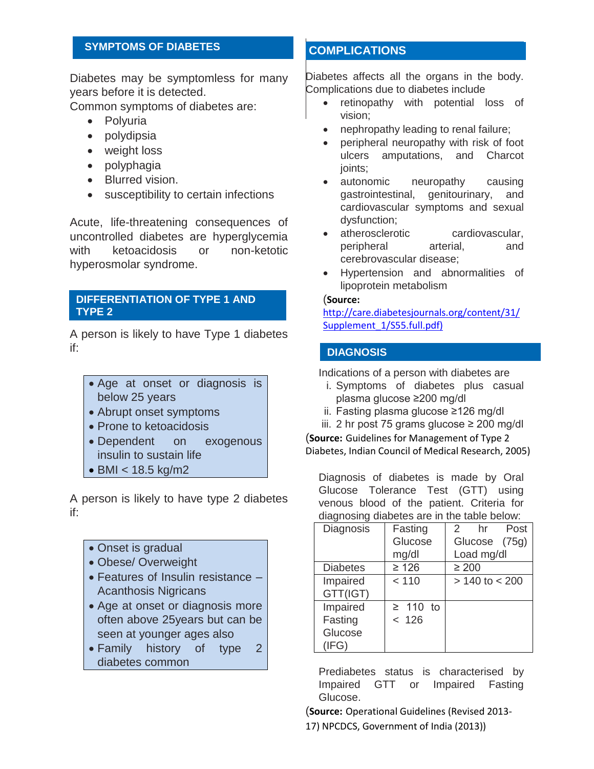## SYMPTOMS OF DIABETES

Diabetes may be symptomless for many years before it is detected.
Common symptoms of diabetes are:

- Polyuria
- polydipsia
- weight loss
- polyphagia
- Blurred vision.
- susceptibility to certain infections

Acute, life-threatening consequences of uncontrolled diabetes are hyperglycemia with ketoacidosis or non-ketotic hyperosmolar syndrome.

## DIFFERENTIATION OF TYPE 1 AND TYPE 2

A person is likely to have Type 1 diabetes if:

- Age at onset or diagnosis is below 25 years
- Abrupt onset symptoms
- Prone to ketoacidosis
- Dependent on exogenous insulin to sustain life
- BMI < 18.5 kg/m2

A person is likely to have type 2 diabetes if:

- Onset is gradual
- Obese/ Overweight
- Features of Insulin resistance – Acanthosis Nigricans
- Age at onset or diagnosis more often above 25years but can be seen at younger ages also
- Family history of type 2 diabetes common

## COMPLICATIONS

Diabetes affects all the organs in the body. Complications due to diabetes include

- retinopathy with potential loss of vision;
- nephropathy leading to renal failure;
- peripheral neuropathy with risk of foot ulcers amputations, and Charcot joints;
- autonomic neuropathy causing gastrointestinal, genitourinary, and cardiovascular symptoms and sexual dysfunction;
- atherosclerotic cardiovascular, peripheral arterial, and cerebrovascular disease;
- Hypertension and abnormalities of lipoprotein metabolism

(**Source:** http://care.diabetesjournals.org/content/31/Supplement_1/S55.full.pdf)

## DIAGNOSIS

Indications of a person with diabetes are

i. Symptoms of diabetes plus casual plasma glucose ≥200 mg/dl
ii. Fasting plasma glucose ≥126 mg/dl
iii. 2 hr post 75 grams glucose ≥ 200 mg/dl

(**Source:** Guidelines for Management of Type 2 Diabetes, Indian Council of Medical Research, 2005)

Diagnosis of diabetes is made by Oral Glucose Tolerance Test (GTT) using venous blood of the patient. Criteria for diagnosing diabetes are in the table below:

| Diagnosis | Fasting Glucose mg/dl | 2 hr Post Glucose (75g) Load mg/dl |
|---|---|---|
| Diabetes | ≥ 126 | ≥ 200 |
| Impaired GTT(IGT) | < 110 | > 140 to < 200 |
| Impaired Fasting Glucose (IFG) | ≥ 110 to < 126 | |

Prediabetes status is characterised by Impaired GTT or Impaired Fasting Glucose.

(**Source:** Operational Guidelines (Revised 2013-17) NPCDCS, Government of India (2013))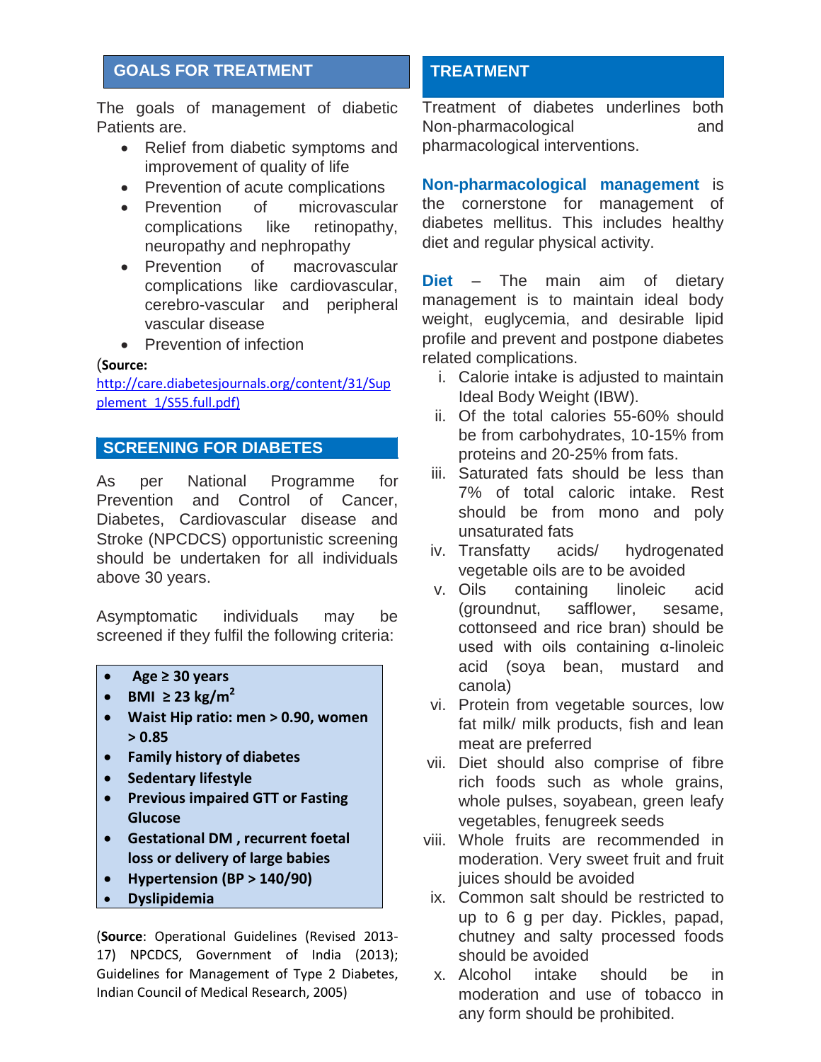## GOALS FOR TREATMENT

The goals of management of diabetic Patients are.

- Relief from diabetic symptoms and improvement of quality of life
- Prevention of acute complications
- Prevention of microvascular complications like retinopathy, neuropathy and nephropathy
- Prevention of macrovascular complications like cardiovascular, cerebro-vascular and peripheral vascular disease
- Prevention of infection

(**Source:** http://care.diabetesjournals.org/content/31/Supplement_1/S55.full.pdf)

## SCREENING FOR DIABETES

As per National Programme for Prevention and Control of Cancer, Diabetes, Cardiovascular disease and Stroke (NPCDCS) opportunistic screening should be undertaken for all individuals above 30 years.

Asymptomatic individuals may be screened if they fulfil the following criteria:

- **Age ≥ 30 years**
- **BMI ≥ 23 kg/m$^2$**
- **Waist Hip ratio: men > 0.90, women > 0.85**
- **Family history of diabetes**
- **Sedentary lifestyle**
- **Previous impaired GTT or Fasting Glucose**
- **Gestational DM , recurrent foetal loss or delivery of large babies**
- **Hypertension (BP > 140/90)**
- **Dyslipidemia**

(**Source**: Operational Guidelines (Revised 2013-17) NPCDCS, Government of India (2013); Guidelines for Management of Type 2 Diabetes, Indian Council of Medical Research, 2005)

## TREATMENT

Treatment of diabetes underlines both Non-pharmacological and pharmacological interventions.

**Non-pharmacological management** is the cornerstone for management of diabetes mellitus. This includes healthy diet and regular physical activity.

**Diet** – The main aim of dietary management is to maintain ideal body weight, euglycemia, and desirable lipid profile and prevent and postpone diabetes related complications.

i. Calorie intake is adjusted to maintain Ideal Body Weight (IBW).
ii. Of the total calories 55-60% should be from carbohydrates, 10-15% from proteins and 20-25% from fats.
iii. Saturated fats should be less than 7% of total caloric intake. Rest should be from mono and poly unsaturated fats
iv. Transfatty acids/ hydrogenated vegetable oils are to be avoided
v. Oils containing linoleic acid (groundnut, safflower, sesame, cottonseed and rice bran) should be used with oils containing α-linoleic acid (soya bean, mustard and canola)
vi. Protein from vegetable sources, low fat milk/ milk products, fish and lean meat are preferred
vii. Diet should also comprise of fibre rich foods such as whole grains, whole pulses, soyabean, green leafy vegetables, fenugreek seeds
viii. Whole fruits are recommended in moderation. Very sweet fruit and fruit juices should be avoided
ix. Common salt should be restricted to up to 6 g per day. Pickles, papad, chutney and salty processed foods should be avoided
x. Alcohol intake should be in moderation and use of tobacco in any form should be prohibited.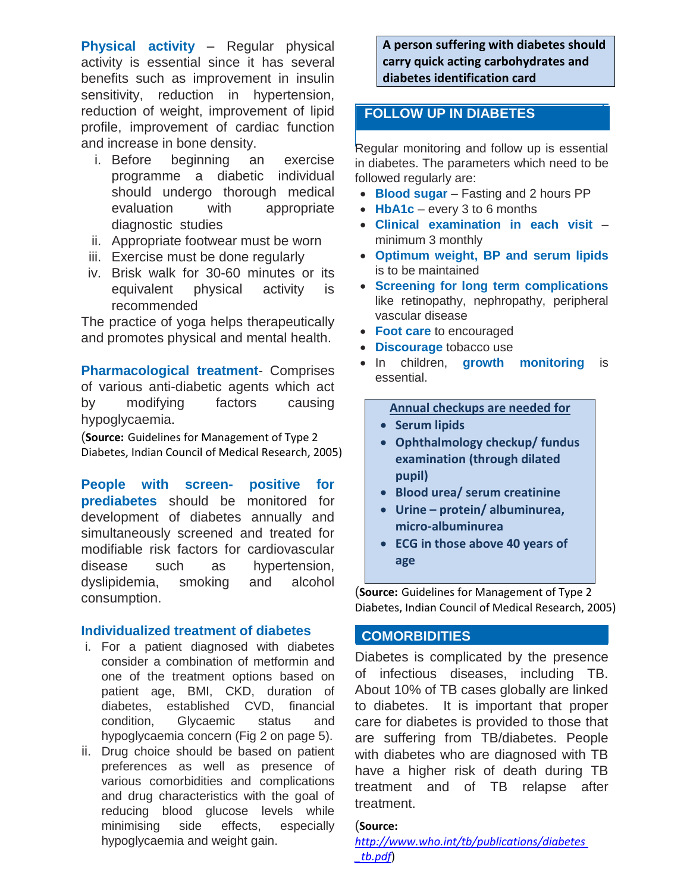**Physical activity** – Regular physical activity is essential since it has several benefits such as improvement in insulin sensitivity, reduction in hypertension, reduction of weight, improvement of lipid profile, improvement of cardiac function and increase in bone density.

i. Before beginning an exercise programme a diabetic individual should undergo thorough medical evaluation with appropriate diagnostic studies
ii. Appropriate footwear must be worn
iii. Exercise must be done regularly
iv. Brisk walk for 30-60 minutes or its equivalent physical activity is recommended

The practice of yoga helps therapeutically and promotes physical and mental health.

**Pharmacological treatment**- Comprises of various anti-diabetic agents which act by modifying factors causing hypoglycaemia.

(**Source:** Guidelines for Management of Type 2 Diabetes, Indian Council of Medical Research, 2005)

**People with screen- positive for prediabetes** should be monitored for development of diabetes annually and simultaneously screened and treated for modifiable risk factors for cardiovascular disease such as hypertension, dyslipidemia, smoking and alcohol consumption.

### Individualized treatment of diabetes

i. For a patient diagnosed with diabetes consider a combination of metformin and one of the treatment options based on patient age, BMI, CKD, duration of diabetes, established CVD, financial condition, Glycaemic status and hypoglycaemia concern (Fig 2 on page 5).
ii. Drug choice should be based on patient preferences as well as presence of various comorbidities and complications and drug characteristics with the goal of reducing blood glucose levels while minimising side effects, especially hypoglycaemia and weight gain.

**A person suffering with diabetes should carry quick acting carbohydrates and diabetes identification card**

## FOLLOW UP IN DIABETES

Regular monitoring and follow up is essential in diabetes. The parameters which need to be followed regularly are:

- **Blood sugar** – Fasting and 2 hours PP
- **HbA1c** – every 3 to 6 months
- **Clinical examination in each visit** – minimum 3 monthly
- **Optimum weight, BP and serum lipids** is to be maintained
- **Screening for long term complications** like retinopathy, nephropathy, peripheral vascular disease
- **Foot care** to encouraged
- **Discourage** tobacco use
- In children, **growth monitoring** is essential.

**Annual checkups are needed for**

- **Serum lipids**
- **Ophthalmology checkup/ fundus examination (through dilated pupil)**
- **Blood urea/ serum creatinine**
- **Urine – protein/ albuminurea, micro-albuminurea**
- **ECG in those above 40 years of age**

(**Source:** Guidelines for Management of Type 2 Diabetes, Indian Council of Medical Research, 2005)

## COMORBIDITIES

Diabetes is complicated by the presence of infectious diseases, including TB. About 10% of TB cases globally are linked to diabetes. It is important that proper care for diabetes is provided to those that are suffering from TB/diabetes. People with diabetes who are diagnosed with TB have a higher risk of death during TB treatment and of TB relapse after treatment.

(**Source:** http://www.who.int/tb/publications/diabetes_tb.pdf)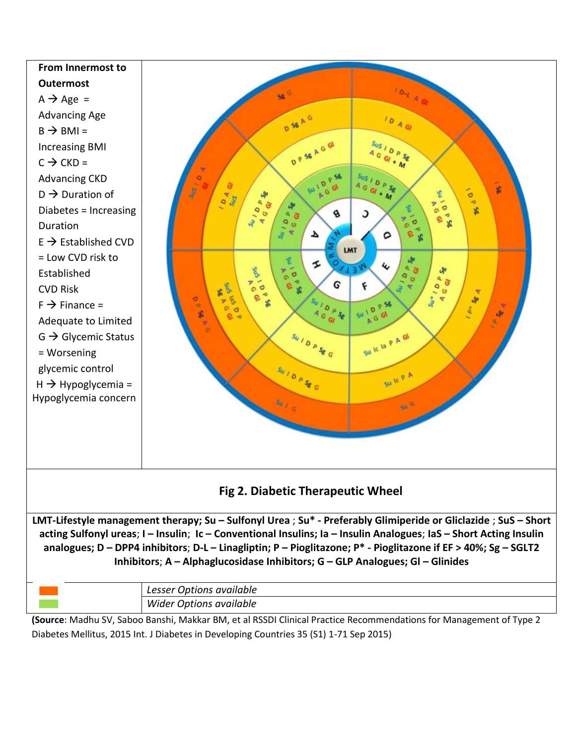**From Innermost to Outermost**

A → Age = Advancing Age

B → BMI = Increasing BMI

C → CKD = Advancing CKD

D → Duration of Diabetes = Increasing Duration

E → Established CVD = Low CVD risk to Established CVD Risk

F → Finance = Adequate to Limited

G → Glycemic Status = Worsening glycemic control

H → Hypoglycemia = Hypoglycemia concern

**Fig 2. Diabetic Therapeutic Wheel**

**LMT-Lifestyle management therapy; Su – Sulfonyl Urea ; Su* - Preferably Glimiperide or Gliclazide ; SuS – Short acting Sulfonyl ureas; I – Insulin; Ic – Conventional Insulins; Ia – Insulin Analogues; IaS – Short Acting Insulin analogues; D – DPP4 inhibitors; D-L – Linagliptin; P – Pioglitazone; P* - Pioglitazone if EF > 40%; Sg – SGLT2 Inhibitors; A – Alphaglucosidase Inhibitors; G – GLP Analogues; Gl – Glinides**

| | |
|---|---|
| (orange) | *Lesser Options available* |
| (green) | *Wider Options available* |

**(Source**: Madhu SV, Saboo Banshi, Makkar BM, et al RSSDI Clinical Practice Recommendations for Management of Type 2 Diabetes Mellitus, 2015 Int. J Diabetes in Developing Countries 35 (S1) 1-71 Sep 2015)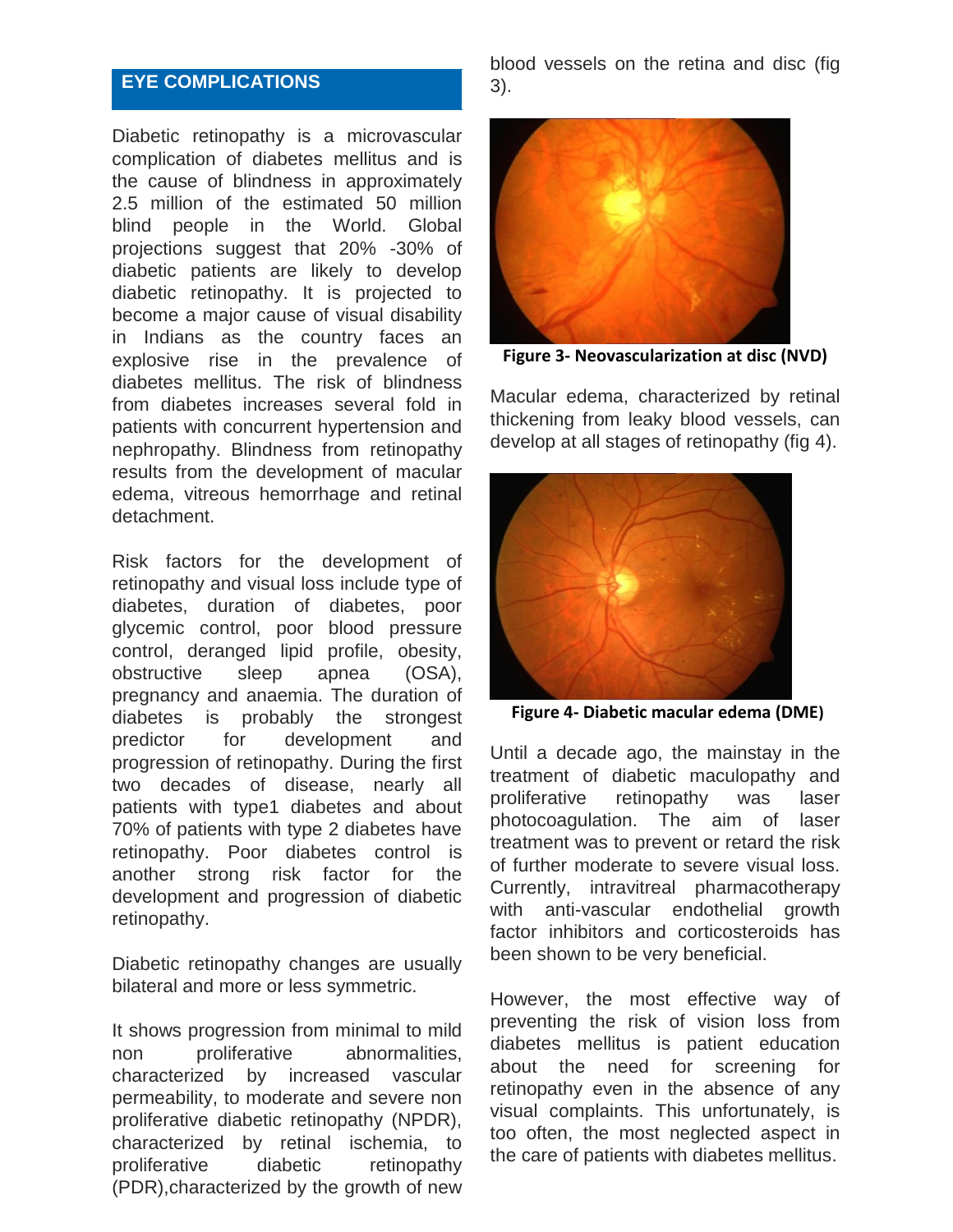## EYE COMPLICATIONS

Diabetic retinopathy is a microvascular complication of diabetes mellitus and is the cause of blindness in approximately 2.5 million of the estimated 50 million blind people in the World. Global projections suggest that 20% -30% of diabetic patients are likely to develop diabetic retinopathy. It is projected to become a major cause of visual disability in Indians as the country faces an explosive rise in the prevalence of diabetes mellitus. The risk of blindness from diabetes increases several fold in patients with concurrent hypertension and nephropathy. Blindness from retinopathy results from the development of macular edema, vitreous hemorrhage and retinal detachment.

Risk factors for the development of retinopathy and visual loss include type of diabetes, duration of diabetes, poor glycemic control, poor blood pressure control, deranged lipid profile, obesity, obstructive sleep apnea (OSA), pregnancy and anaemia. The duration of diabetes is probably the strongest predictor for development and progression of retinopathy. During the first two decades of disease, nearly all patients with type1 diabetes and about 70% of patients with type 2 diabetes have retinopathy. Poor diabetes control is another strong risk factor for the development and progression of diabetic retinopathy.

Diabetic retinopathy changes are usually bilateral and more or less symmetric.

It shows progression from minimal to mild non proliferative abnormalities, characterized by increased vascular permeability, to moderate and severe non proliferative diabetic retinopathy (NPDR), characterized by retinal ischemia, to proliferative diabetic retinopathy (PDR),characterized by the growth of new blood vessels on the retina and disc (fig 3).

**Figure 3- Neovascularization at disc (NVD)**

Macular edema, characterized by retinal thickening from leaky blood vessels, can develop at all stages of retinopathy (fig 4).

**Figure 4- Diabetic macular edema (DME)**

Until a decade ago, the mainstay in the treatment of diabetic maculopathy and proliferative retinopathy was laser photocoagulation. The aim of laser treatment was to prevent or retard the risk of further moderate to severe visual loss. Currently, intravitreal pharmacotherapy with anti-vascular endothelial growth factor inhibitors and corticosteroids has been shown to be very beneficial.

However, the most effective way of preventing the risk of vision loss from diabetes mellitus is patient education about the need for screening for retinopathy even in the absence of any visual complaints. This unfortunately, is too often, the most neglected aspect in the care of patients with diabetes mellitus.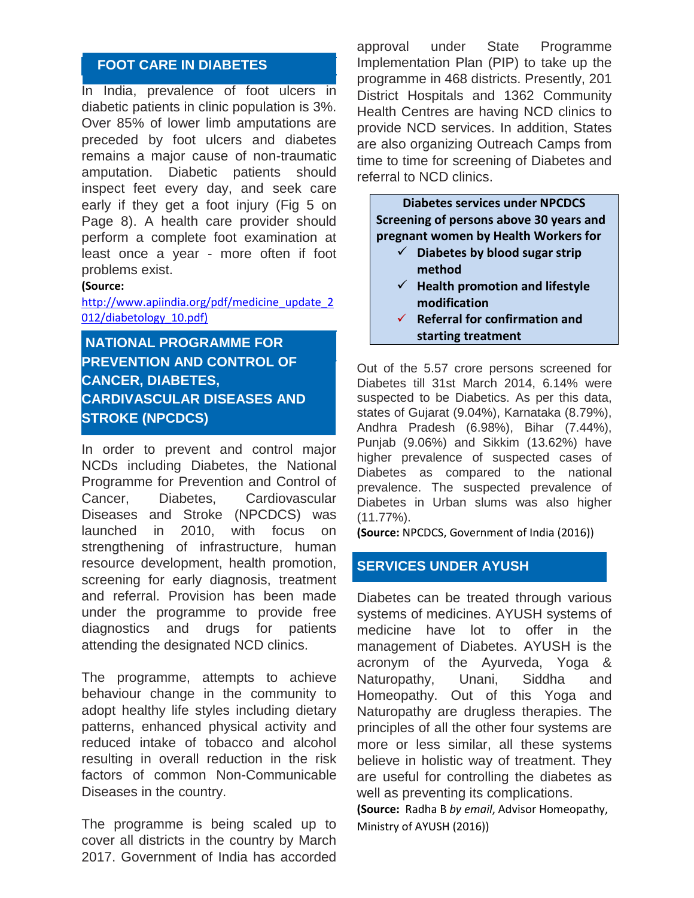## FOOT CARE IN DIABETES

In India, prevalence of foot ulcers in diabetic patients in clinic population is 3%. Over 85% of lower limb amputations are preceded by foot ulcers and diabetes remains a major cause of non-traumatic amputation. Diabetic patients should inspect feet every day, and seek care early if they get a foot injury (Fig 5 on Page 8). A health care provider should perform a complete foot examination at least once a year - more often if foot problems exist.

**(Source:** http://www.apiindia.org/pdf/medicine_update_2012/diabetology_10.pdf)

## NATIONAL PROGRAMME FOR PREVENTION AND CONTROL OF CANCER, DIABETES, CARDIVASCULAR DISEASES AND STROKE (NPCDCS)

In order to prevent and control major NCDs including Diabetes, the National Programme for Prevention and Control of Cancer, Diabetes, Cardiovascular Diseases and Stroke (NPCDCS) was launched in 2010, with focus on strengthening of infrastructure, human resource development, health promotion, screening for early diagnosis, treatment and referral. Provision has been made under the programme to provide free diagnostics and drugs for patients attending the designated NCD clinics.

The programme, attempts to achieve behaviour change in the community to adopt healthy life styles including dietary patterns, enhanced physical activity and reduced intake of tobacco and alcohol resulting in overall reduction in the risk factors of common Non-Communicable Diseases in the country.

The programme is being scaled up to cover all districts in the country by March 2017. Government of India has accorded approval under State Programme Implementation Plan (PIP) to take up the programme in 468 districts. Presently, 201 District Hospitals and 1362 Community Health Centres are having NCD clinics to provide NCD services. In addition, States are also organizing Outreach Camps from time to time for screening of Diabetes and referral to NCD clinics.

**Diabetes services under NPCDCS**
**Screening of persons above 30 years and pregnant women by Health Workers for**

- ✓ **Diabetes by blood sugar strip method**
- ✓ **Health promotion and lifestyle modification**
- ✓ **Referral for confirmation and starting treatment**

Out of the 5.57 crore persons screened for Diabetes till 31st March 2014, 6.14% were suspected to be Diabetics. As per this data, states of Gujarat (9.04%), Karnataka (8.79%), Andhra Pradesh (6.98%), Bihar (7.44%), Punjab (9.06%) and Sikkim (13.62%) have higher prevalence of suspected cases of Diabetes as compared to the national prevalence. The suspected prevalence of Diabetes in Urban slums was also higher (11.77%).

**(Source:** NPCDCS, Government of India (2016))

## SERVICES UNDER AYUSH

Diabetes can be treated through various systems of medicines. AYUSH systems of medicine have lot to offer in the management of Diabetes. AYUSH is the acronym of the Ayurveda, Yoga & Naturopathy, Unani, Siddha and Homeopathy. Out of this Yoga and Naturopathy are drugless therapies. The principles of all the other four systems are more or less similar, all these systems believe in holistic way of treatment. They are useful for controlling the diabetes as well as preventing its complications.

**(Source:** Radha B *by email*, Advisor Homeopathy, Ministry of AYUSH (2016))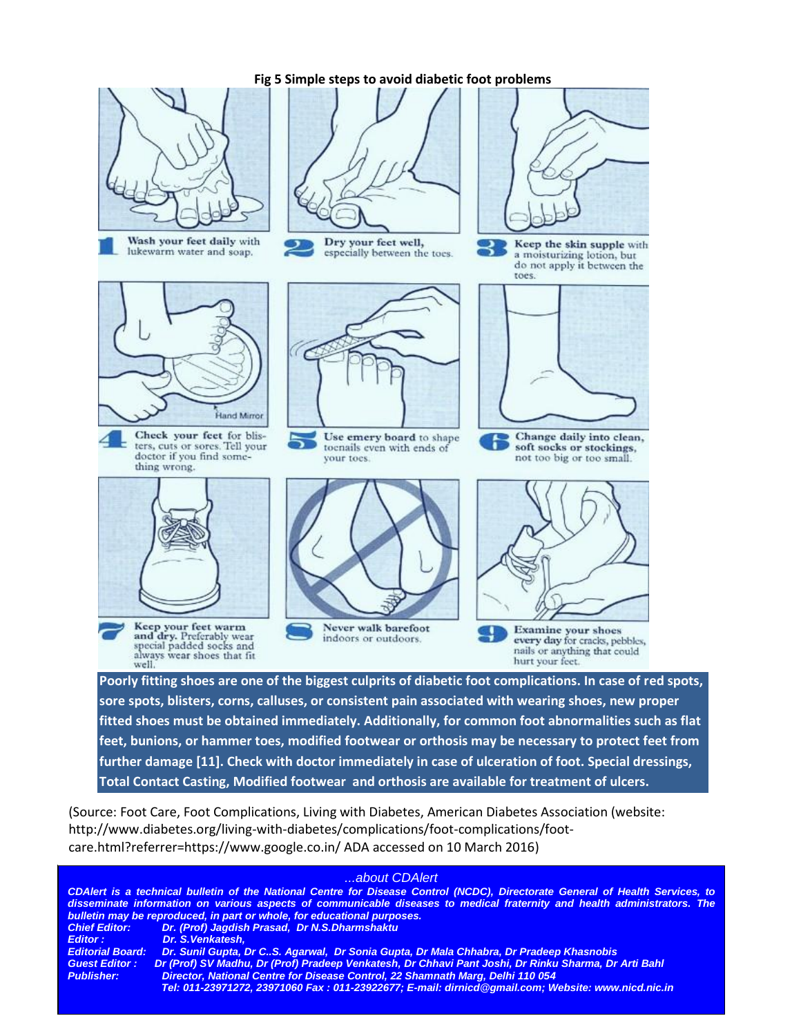**Fig 5 Simple steps to avoid diabetic foot problems**

1. **Wash your feet daily** with lukewarm water and soap.
2. **Dry your feet well,** especially between the toes.
3. **Keep the skin supple** with a moisturizing lotion, but do not apply it between the toes.
4. **Check your feet** for blisters, cuts or sores. Tell your doctor if you find something wrong.

Hand Mirror

5. **Use emery board** to shape toenails even with ends of your toes.
6. **Change daily into clean, soft socks or stockings,** not too big or too small.
7. **Keep your feet warm and dry.** Preferably wear special padded socks and always wear shoes that fit well.
8. **Never walk barefoot** indoors or outdoors.
9. **Examine your shoes every day** for cracks, pebbles, nails or anything that could hurt your feet.

**Poorly fitting shoes are one of the biggest culprits of diabetic foot complications. In case of red spots, sore spots, blisters, corns, calluses, or consistent pain associated with wearing shoes, new proper fitted shoes must be obtained immediately. Additionally, for common foot abnormalities such as flat feet, bunions, or hammer toes, modified footwear or orthosis may be necessary to protect feet from further damage [11]. Check with doctor immediately in case of ulceration of foot. Special dressings, Total Contact Casting, Modified footwear and orthosis are available for treatment of ulcers.**

(Source: Foot Care, Foot Complications, Living with Diabetes, American Diabetes Association (website: http://www.diabetes.org/living-with-diabetes/complications/foot-complications/foot-care.html?referrer=https://www.google.co.in/ ADA accessed on 10 March 2016)

*...about CDAlert*

***CDAlert is a technical bulletin of the National Centre for Disease Control (NCDC), Directorate General of Health Services, to disseminate information on various aspects of communicable diseases to medical fraternity and health administrators. The bulletin may be reproduced, in part or whole, for educational purposes.***

***Chief Editor:*** *Dr. (Prof) Jagdish Prasad, Dr N.S.Dharmshaktu*
***Editor :*** *Dr. S.Venkatesh,*
***Editorial Board:*** *Dr. Sunil Gupta, Dr C..S. Agarwal, Dr Sonia Gupta, Dr Mala Chhabra, Dr Pradeep Khasnobis*
***Guest Editor :*** *Dr (Prof) SV Madhu, Dr (Prof) Pradeep Venkatesh, Dr Chhavi Pant Joshi, Dr Rinku Sharma, Dr Arti Bahl*
***Publisher:*** *Director, National Centre for Disease Control, 22 Shamnath Marg, Delhi 110 054*
*Tel: 011-23971272, 23971060 Fax : 011-23922677; E-mail: dirnicd@gmail.com; Website: www.nicd.nic.in*